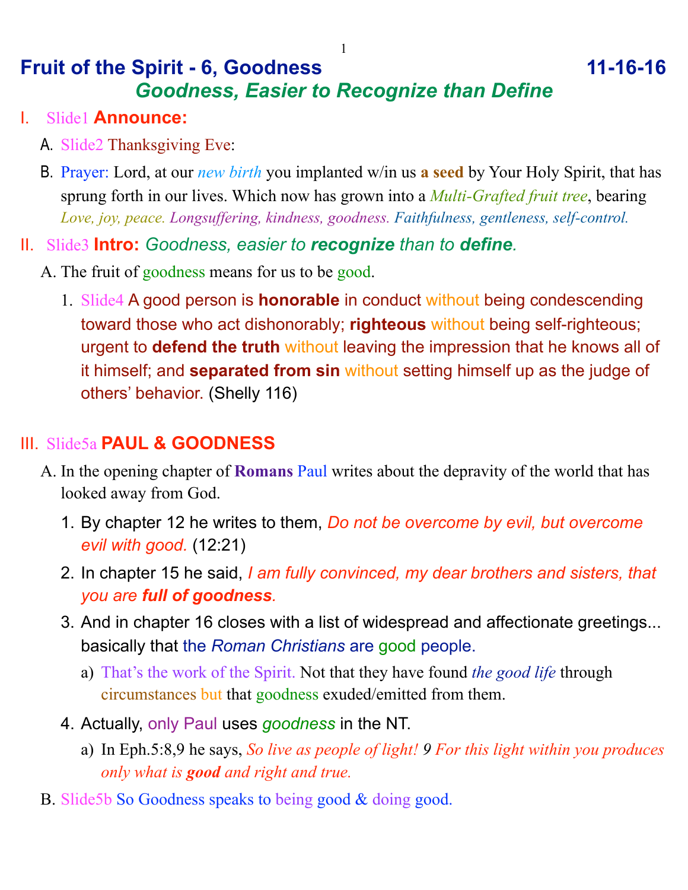# Fruit of the Spirit - 6, Goodness 11-16-16

## *Goodness, Easier to Recognize than Define*

I. Slide1 **Announce:**

A. Slide2 Thanksgiving Eve:

B. Prayer: Lord, at our *new birth* you implanted w/in us **a seed** by Your Holy Spirit, that has sprung forth in our lives. Which now has grown into a *Multi-Grafted fruit tree*, bearing *Love, joy, peace. Longsuffering, kindness, goodness. Faithfulness, gentleness, self-control.*

II. Slide3 **Intro:** *Goodness, easier to **recognize** than to **define**.*

A. The fruit of goodness means for us to be good.

1. Slide4 A good person is **honorable** in conduct without being condescending toward those who act dishonorably; **righteous** without being self-righteous; urgent to **defend the truth** without leaving the impression that he knows all of it himself; and **separated from sin** without setting himself up as the judge of others' behavior. (Shelly 116)

III. Slide5a **PAUL & GOODNESS**

A. In the opening chapter of **Romans** Paul writes about the depravity of the world that has looked away from God.

1. By chapter 12 he writes to them, *Do not be overcome by evil, but overcome evil with good.* (12:21)
2. In chapter 15 he said, *I am fully convinced, my dear brothers and sisters, that you are **full of goodness**.*
3. And in chapter 16 closes with a list of widespread and affectionate greetings... basically that the *Roman Christians* are good people.
   a) That's the work of the Spirit. Not that they have found *the good life* through circumstances but that goodness exuded/emitted from them.
4. Actually, only Paul uses *goodness* in the NT.
   a) In Eph.5:8,9 he says, *So live as people of light! 9 For this light within you produces only what is **good** and right and true.*

B. Slide5b So Goodness speaks to being good & doing good.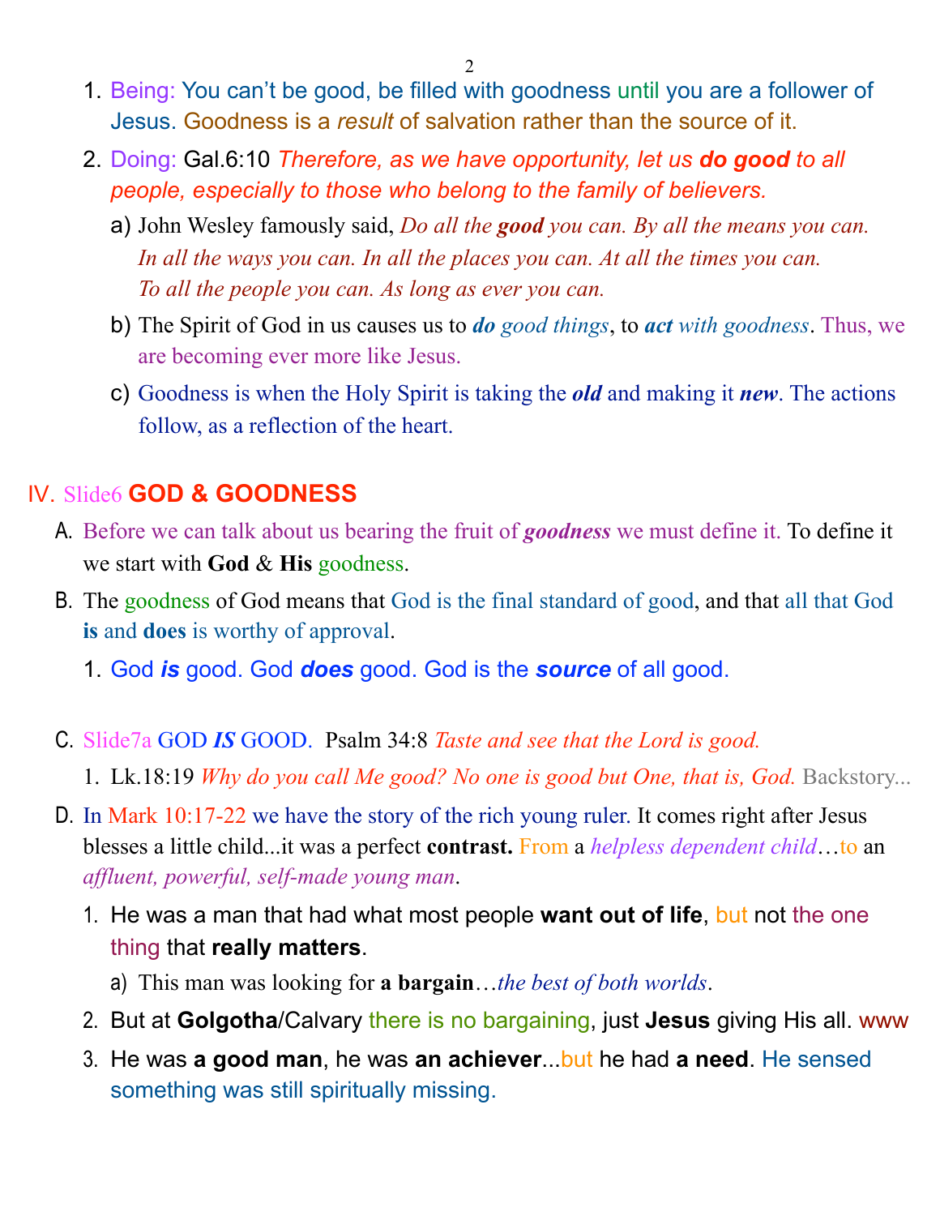1. Being: You can't be good, be filled with goodness until you are a follower of Jesus. Goodness is a *result* of salvation rather than the source of it.
2. Doing: Gal.6:10 *Therefore, as we have opportunity, let us **do good** to all people, especially to those who belong to the family of believers.*
   a) John Wesley famously said, *Do all the **good** you can. By all the means you can. In all the ways you can. In all the places you can. At all the times you can. To all the people you can. As long as ever you can.*
   b) The Spirit of God in us causes us to ***do*** *good things*, to ***act*** *with goodness*. Thus, we are becoming ever more like Jesus.
   c) Goodness is when the Holy Spirit is taking the ***old*** and making it ***new***. The actions follow, as a reflection of the heart.

## IV. Slide6 **GOD & GOODNESS**

A. Before we can talk about us bearing the fruit of ***goodness*** we must define it. To define it we start with **God** & **His** goodness.

B. The goodness of God means that God is the final standard of good, and that all that God **is** and **does** is worthy of approval.

   1. God ***is*** good. God ***does*** good. God is the ***source*** of all good.

C. Slide7a GOD ***IS*** GOOD. Psalm 34:8 *Taste and see that the Lord is good.*

   1. Lk.18:19 *Why do you call Me good? No one is good but One, that is, God.* Backstory...

D. In Mark 10:17-22 we have the story of the rich young ruler. It comes right after Jesus blesses a little child...it was a perfect **contrast.** From a *helpless dependent child*…to an *affluent, powerful, self-made young man*.

   1. He was a man that had what most people **want out of life**, but not the one thing that **really matters**.
      a) This man was looking for **a bargain**…*the best of both worlds*.
   2. But at **Golgotha**/Calvary there is no bargaining, just **Jesus** giving His all. www
   3. He was **a good man**, he was **an achiever**...but he had **a need**. He sensed something was still spiritually missing.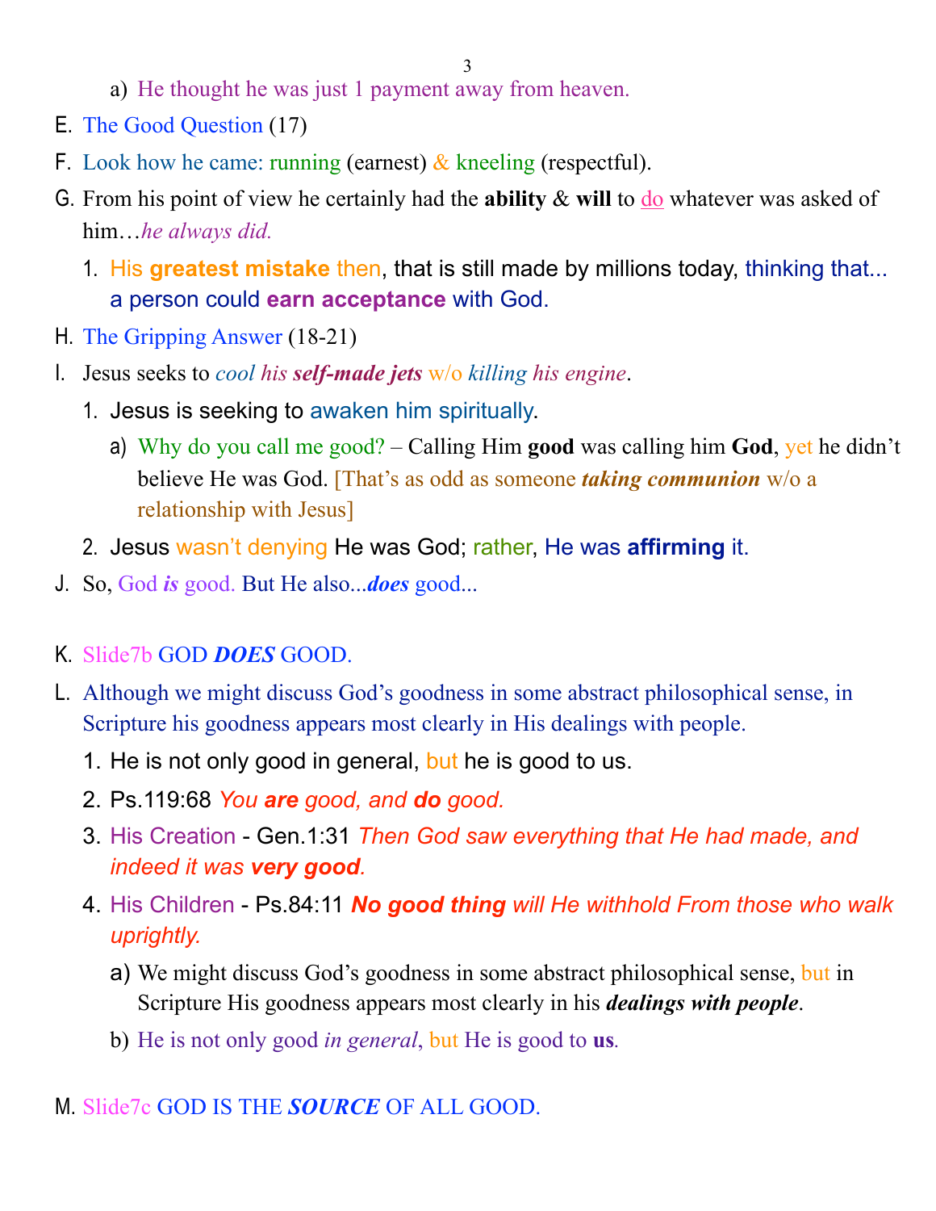a) He thought he was just 1 payment away from heaven.

E. The Good Question (17)

F. Look how he came: running (earnest) & kneeling (respectful).

G. From his point of view he certainly had the **ability** & **will** to do whatever was asked of him…*he always did.*

1. His **greatest mistake** then, that is still made by millions today, thinking that... a person could **earn acceptance** with God.

H. The Gripping Answer (18-21)

I. Jesus seeks to *cool his **self-made jets*** w/o *killing his engine*.

1. Jesus is seeking to awaken him spiritually.

a) Why do you call me good? – Calling Him **good** was calling him **God**, yet he didn't believe He was God. [That's as odd as someone ***taking communion*** w/o a relationship with Jesus]

2. Jesus wasn't denying He was God; rather, He was **affirming** it.

J. So, God ***is*** good. But He also...***does*** good...

K. Slide7b GOD ***DOES*** GOOD.

L. Although we might discuss God's goodness in some abstract philosophical sense, in Scripture his goodness appears most clearly in His dealings with people.

1. He is not only good in general, but he is good to us.

2. Ps.119:68 *You **are** good, and **do** good.*

3. His Creation - Gen.1:31 *Then God saw everything that He had made, and indeed it was **very good**.*

4. His Children - Ps.84:11 ***No good thing** will He withhold From those who walk uprightly.*

a) We might discuss God's goodness in some abstract philosophical sense, but in Scripture His goodness appears most clearly in his ***dealings with people***.

b) He is not only good *in general*, but He is good to **us**.

M. Slide7c GOD IS THE ***SOURCE*** OF ALL GOOD.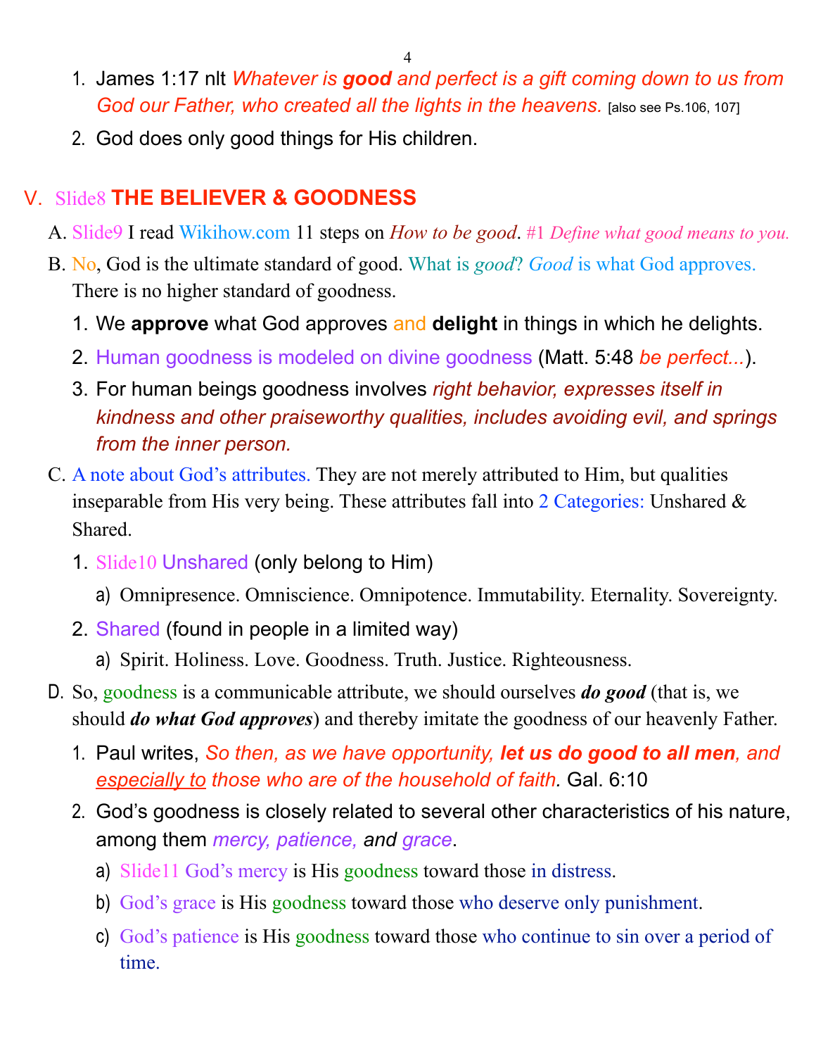1. James 1:17 nlt *Whatever is **good** and perfect is a gift coming down to us from God our Father, who created all the lights in the heavens.* [also see Ps.106, 107]
2. God does only good things for His children.

## V. Slide8 THE BELIEVER & GOODNESS

A. Slide9 I read Wikihow.com 11 steps on *How to be good*. #1 *Define what good means to you.*

B. No, God is the ultimate standard of good. What is *good*? *Good* is what God approves. There is no higher standard of goodness.

1. We **approve** what God approves and **delight** in things in which he delights.
2. Human goodness is modeled on divine goodness (Matt. 5:48 *be perfect...*).
3. For human beings goodness involves *right behavior, expresses itself in kindness and other praiseworthy qualities, includes avoiding evil, and springs from the inner person.*

C. A note about God's attributes. They are not merely attributed to Him, but qualities inseparable from His very being. These attributes fall into 2 Categories: Unshared & Shared.

1. Slide10 Unshared (only belong to Him)
   a) Omnipresence. Omniscience. Omnipotence. Immutability. Eternality. Sovereignty.
2. Shared (found in people in a limited way)
   a) Spirit. Holiness. Love. Goodness. Truth. Justice. Righteousness.

D. So, goodness is a communicable attribute, we should ourselves ***do good*** (that is, we should ***do what God approves***) and thereby imitate the goodness of our heavenly Father.

1. Paul writes, *So then, as we have opportunity, **let us do good to all men**, and especially to those who are of the household of faith.* Gal. 6:10
2. God's goodness is closely related to several other characteristics of his nature, among them *mercy, patience,* and *grace*.
   a) Slide11 God's mercy is His goodness toward those in distress.
   b) God's grace is His goodness toward those who deserve only punishment.
   c) God's patience is His goodness toward those who continue to sin over a period of time.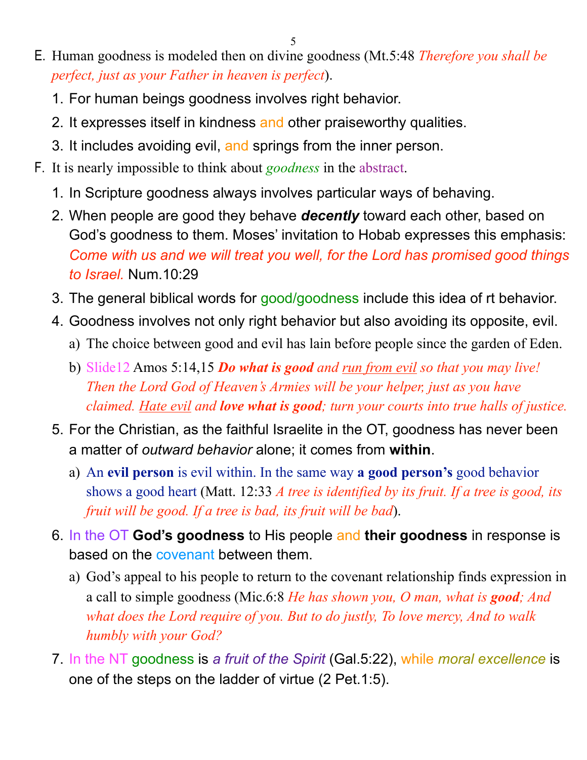E. Human goodness is modeled then on divine goodness (Mt.5:48 *Therefore you shall be perfect, just as your Father in heaven is perfect*).

   1. For human beings goodness involves right behavior.
   2. It expresses itself in kindness and other praiseworthy qualities.
   3. It includes avoiding evil, and springs from the inner person.

F. It is nearly impossible to think about *goodness* in the abstract.

   1. In Scripture goodness always involves particular ways of behaving.
   2. When people are good they behave ***decently*** toward each other, based on God's goodness to them. Moses' invitation to Hobab expresses this emphasis: *Come with us and we will treat you well, for the Lord has promised good things to Israel.* Num.10:29
   3. The general biblical words for good/goodness include this idea of rt behavior.
   4. Goodness involves not only right behavior but also avoiding its opposite, evil.
      a) The choice between good and evil has lain before people since the garden of Eden.
      b) Slide12 Amos 5:14,15 ***Do what is good*** *and run from evil so that you may live! Then the Lord God of Heaven's Armies will be your helper, just as you have claimed. Hate evil and* ***love what is good****; turn your courts into true halls of justice.*
   5. For the Christian, as the faithful Israelite in the OT, goodness has never been a matter of *outward behavior* alone; it comes from **within**.
      a) An **evil person** is evil within. In the same way **a good person's** good behavior shows a good heart (Matt. 12:33 *A tree is identified by its fruit. If a tree is good, its fruit will be good. If a tree is bad, its fruit will be bad*).
   6. In the OT **God's goodness** to His people and **their goodness** in response is based on the covenant between them.
      a) God's appeal to his people to return to the covenant relationship finds expression in a call to simple goodness (Mic.6:8 *He has shown you, O man, what is* ***good****; And what does the Lord require of you. But to do justly, To love mercy, And to walk humbly with your God?*
   7. In the NT goodness is *a fruit of the Spirit* (Gal.5:22), while *moral excellence* is one of the steps on the ladder of virtue (2 Pet.1:5).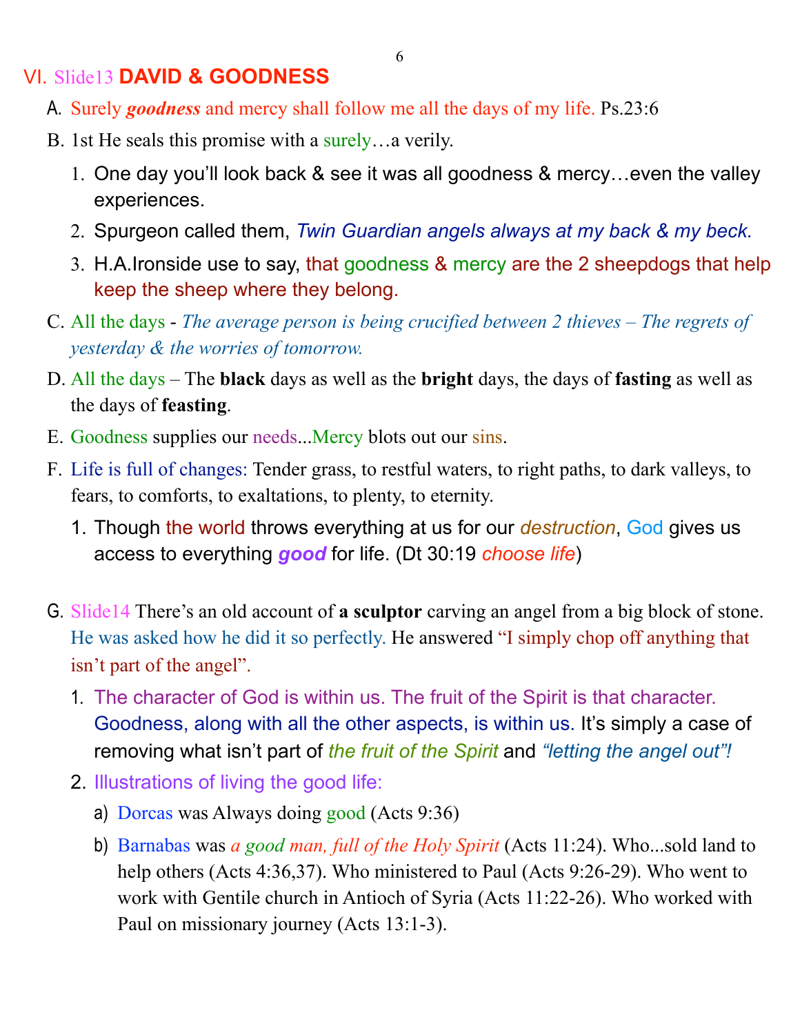## VI. Slide13 **DAVID & GOODNESS**

A. Surely ***goodness*** and mercy shall follow me all the days of my life. Ps.23:6

B. 1st He seals this promise with a surely…a verily.

   1. One day you'll look back & see it was all goodness & mercy…even the valley experiences.
   2. Spurgeon called them, *Twin Guardian angels always at my back & my beck.*
   3. H.A.Ironside use to say, that goodness & mercy are the 2 sheepdogs that help keep the sheep where they belong.

C. All the days - *The average person is being crucified between 2 thieves – The regrets of yesterday & the worries of tomorrow.*

D. All the days – The **black** days as well as the **bright** days, the days of **fasting** as well as the days of **feasting**.

E. Goodness supplies our needs...Mercy blots out our sins.

F. Life is full of changes: Tender grass, to restful waters, to right paths, to dark valleys, to fears, to comforts, to exaltations, to plenty, to eternity.

   1. Though the world throws everything at us for our *destruction*, God gives us access to everything ***good*** for life. (Dt 30:19 *choose life*)

G. Slide14 There's an old account of **a sculptor** carving an angel from a big block of stone. He was asked how he did it so perfectly. He answered "I simply chop off anything that isn't part of the angel".

   1. The character of God is within us. The fruit of the Spirit is that character. Goodness, along with all the other aspects, is within us. It's simply a case of removing what isn't part of *the fruit of the Spirit* and *"letting the angel out"!*
   2. Illustrations of living the good life:
      a) Dorcas was Always doing good (Acts 9:36)
      b) Barnabas was *a good man, full of the Holy Spirit* (Acts 11:24). Who...sold land to help others (Acts 4:36,37). Who ministered to Paul (Acts 9:26-29). Who went to work with Gentile church in Antioch of Syria (Acts 11:22-26). Who worked with Paul on missionary journey (Acts 13:1-3).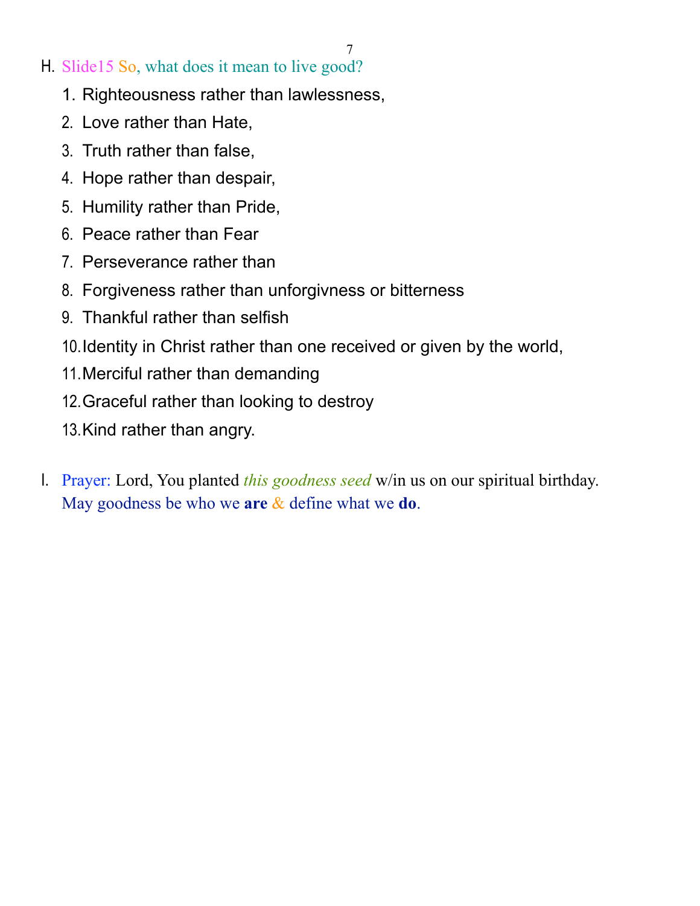H. Slide15 So, what does it mean to live good?

1. Righteousness rather than lawlessness,
2. Love rather than Hate,
3. Truth rather than false,
4. Hope rather than despair,
5. Humility rather than Pride,
6. Peace rather than Fear
7. Perseverance rather than
8. Forgiveness rather than unforgivness or bitterness
9. Thankful rather than selfish
10. Identity in Christ rather than one received or given by the world,
11. Merciful rather than demanding
12. Graceful rather than looking to destroy
13. Kind rather than angry.

I. Prayer: Lord, You planted *this goodness seed* w/in us on our spiritual birthday. May goodness be who we **are** & define what we **do**.